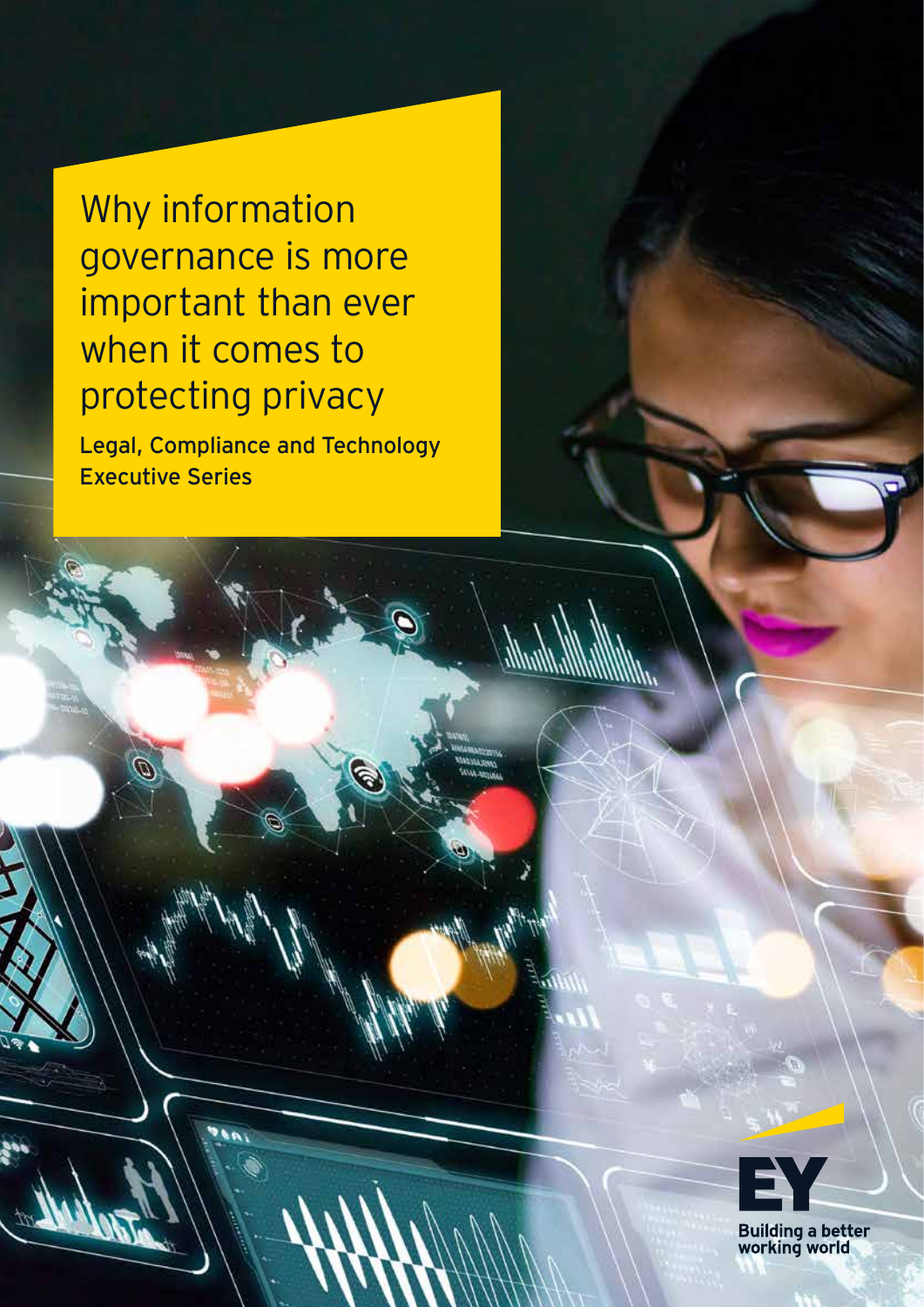# Why information governance is more important than ever when it comes to protecting privacy

Legal, Compliance and Technology Executive Series

EY

Building a better working world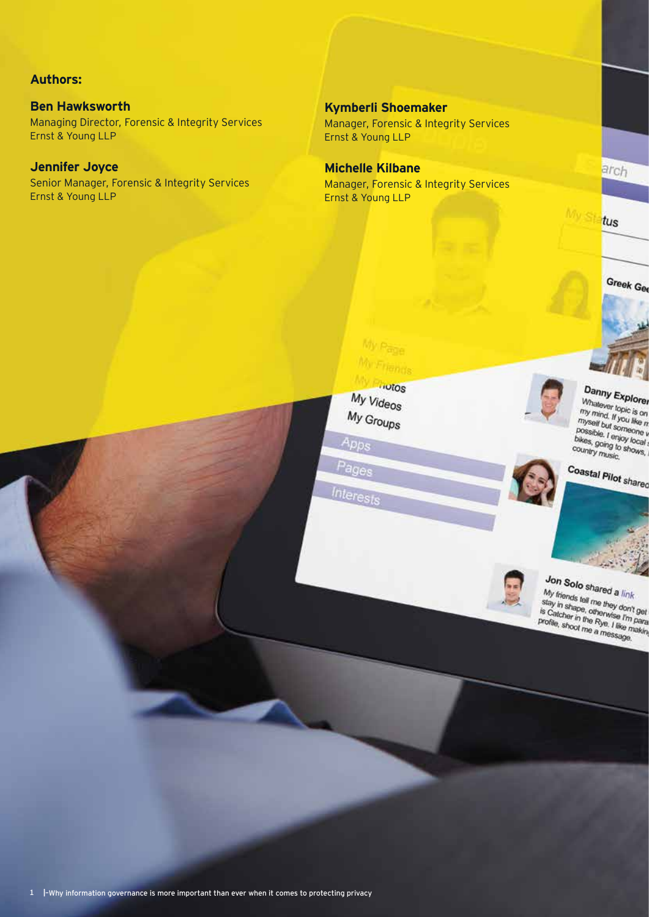**Authors:**

**Ben Hawksworth**
Managing Director, Forensic & Integrity Services
Ernst & Young LLP

**Jennifer Joyce**
Senior Manager, Forensic & Integrity Services
Ernst & Young LLP

**Kymberli Shoemaker**
Manager, Forensic & Integrity Services
Ernst & Young LLP

**Michelle Kilbane**
Manager, Forensic & Integrity Services
Ernst & Young LLP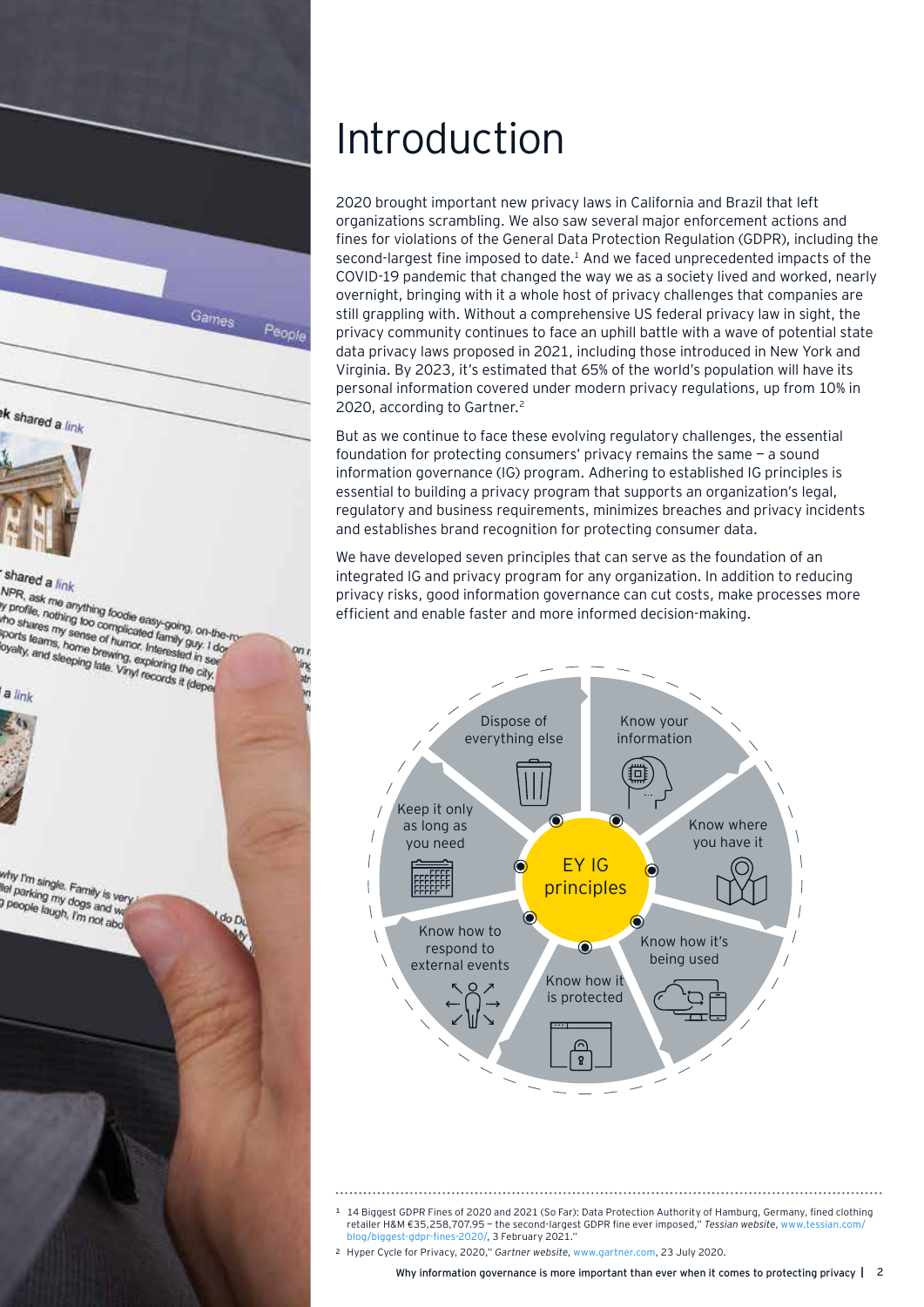# Introduction

2020 brought important new privacy laws in California and Brazil that left organizations scrambling. We also saw several major enforcement actions and fines for violations of the General Data Protection Regulation (GDPR), including the second-largest fine imposed to date.[1] And we faced unprecedented impacts of the COVID-19 pandemic that changed the way we as a society lived and worked, nearly overnight, bringing with it a whole host of privacy challenges that companies are still grappling with. Without a comprehensive US federal privacy law in sight, the privacy community continues to face an uphill battle with a wave of potential state data privacy laws proposed in 2021, including those introduced in New York and Virginia. By 2023, it's estimated that 65% of the world's population will have its personal information covered under modern privacy regulations, up from 10% in 2020, according to Gartner.[2]

But as we continue to face these evolving regulatory challenges, the essential foundation for protecting consumers' privacy remains the same — a sound information governance (IG) program. Adhering to established IG principles is essential to building a privacy program that supports an organization's legal, regulatory and business requirements, minimizes breaches and privacy incidents and establishes brand recognition for protecting consumer data.

We have developed seven principles that can serve as the foundation of an integrated IG and privacy program for any organization. In addition to reducing privacy risks, good information governance can cut costs, make processes more efficient and enable faster and more informed decision-making.

EY IG principles:

- Know your information
- Know where you have it
- Know how it's being used
- Know how it is protected
- Know how to respond to external events
- Keep it only as long as you need
- Dispose of everything else

---

[1] 14 Biggest GDPR Fines of 2020 and 2021 (So Far): Data Protection Authority of Hamburg, Germany, fined clothing retailer H&M €35,258,707.95 — the second-largest GDPR fine ever imposed," *Tessian website*, www.tessian.com/blog/biggest-gdpr-fines-2020/, 3 February 2021."

[2] Hyper Cycle for Privacy, 2020," *Gartner website*, www.gartner.com, 23 July 2020.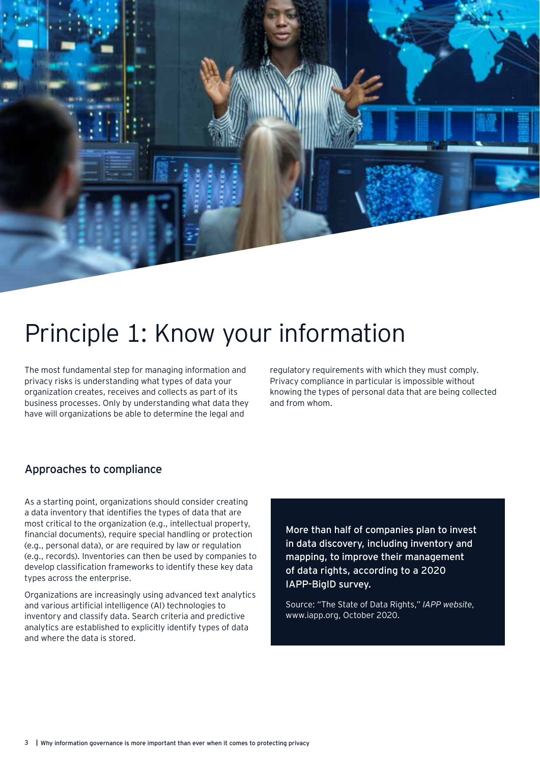# Principle 1: Know your information

The most fundamental step for managing information and privacy risks is understanding what types of data your organization creates, receives and collects as part of its business processes. Only by understanding what data they have will organizations be able to determine the legal and regulatory requirements with which they must comply. Privacy compliance in particular is impossible without knowing the types of personal data that are being collected and from whom.

## Approaches to compliance

As a starting point, organizations should consider creating a data inventory that identifies the types of data that are most critical to the organization (e.g., intellectual property, financial documents), require special handling or protection (e.g., personal data), or are required by law or regulation (e.g., records). Inventories can then be used by companies to develop classification frameworks to identify these key data types across the enterprise.

Organizations are increasingly using advanced text analytics and various artificial intelligence (AI) technologies to inventory and classify data. Search criteria and predictive analytics are established to explicitly identify types of data and where the data is stored.

More than half of companies plan to invest in data discovery, including inventory and mapping, to improve their management of data rights, according to a 2020 IAPP-BigID survey.

Source: "The State of Data Rights," *IAPP website*, www.iapp.org, October 2020.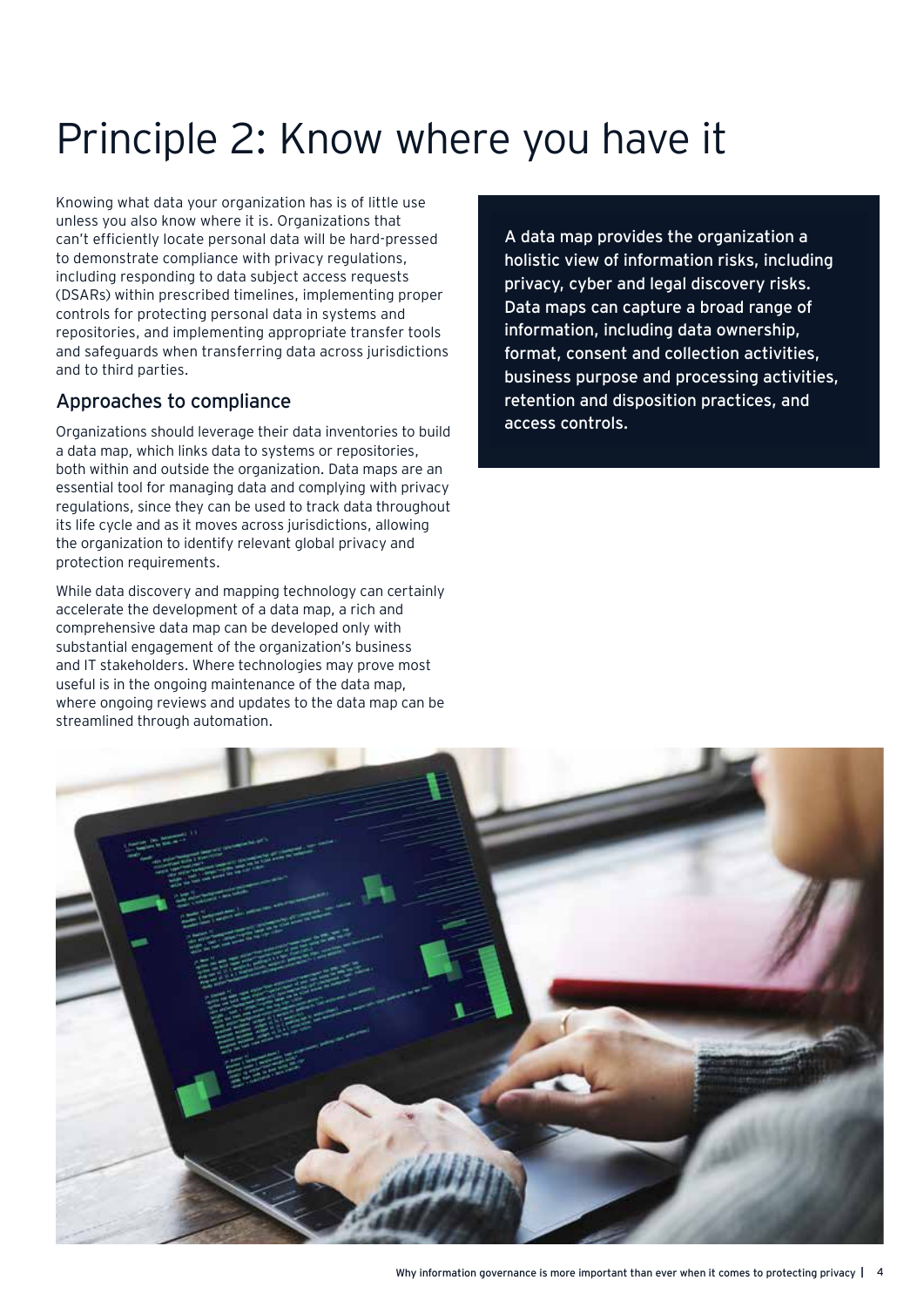# Principle 2: Know where you have it

Knowing what data your organization has is of little use unless you also know where it is. Organizations that can't efficiently locate personal data will be hard-pressed to demonstrate compliance with privacy regulations, including responding to data subject access requests (DSARs) within prescribed timelines, implementing proper controls for protecting personal data in systems and repositories, and implementing appropriate transfer tools and safeguards when transferring data across jurisdictions and to third parties.

## Approaches to compliance

Organizations should leverage their data inventories to build a data map, which links data to systems or repositories, both within and outside the organization. Data maps are an essential tool for managing data and complying with privacy regulations, since they can be used to track data throughout its life cycle and as it moves across jurisdictions, allowing the organization to identify relevant global privacy and protection requirements.

While data discovery and mapping technology can certainly accelerate the development of a data map, a rich and comprehensive data map can be developed only with substantial engagement of the organization's business and IT stakeholders. Where technologies may prove most useful is in the ongoing maintenance of the data map, where ongoing reviews and updates to the data map can be streamlined through automation.

A data map provides the organization a holistic view of information risks, including privacy, cyber and legal discovery risks. Data maps can capture a broad range of information, including data ownership, format, consent and collection activities, business purpose and processing activities, retention and disposition practices, and access controls.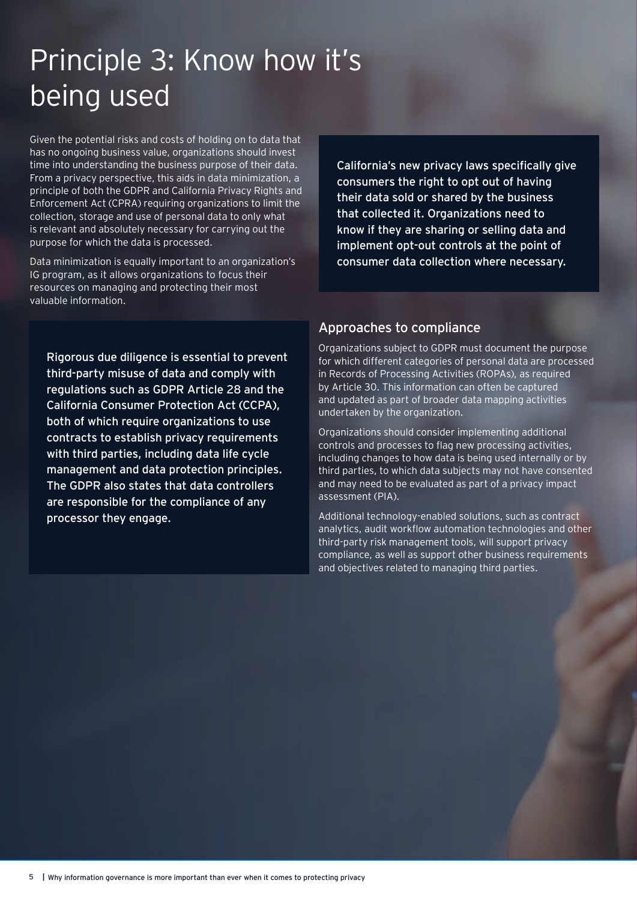# Principle 3: Know how it's being used

Given the potential risks and costs of holding on to data that has no ongoing business value, organizations should invest time into understanding the business purpose of their data. From a privacy perspective, this aids in data minimization, a principle of both the GDPR and California Privacy Rights and Enforcement Act (CPRA) requiring organizations to limit the collection, storage and use of personal data to only what is relevant and absolutely necessary for carrying out the purpose for which the data is processed.

Data minimization is equally important to an organization's IG program, as it allows organizations to focus their resources on managing and protecting their most valuable information.

Rigorous due diligence is essential to prevent third-party misuse of data and comply with regulations such as GDPR Article 28 and the California Consumer Protection Act (CCPA), both of which require organizations to use contracts to establish privacy requirements with third parties, including data life cycle management and data protection principles. The GDPR also states that data controllers are responsible for the compliance of any processor they engage.

California's new privacy laws specifically give consumers the right to opt out of having their data sold or shared by the business that collected it. Organizations need to know if they are sharing or selling data and implement opt-out controls at the point of consumer data collection where necessary.

## Approaches to compliance

Organizations subject to GDPR must document the purpose for which different categories of personal data are processed in Records of Processing Activities (ROPAs), as required by Article 30. This information can often be captured and updated as part of broader data mapping activities undertaken by the organization.

Organizations should consider implementing additional controls and processes to flag new processing activities, including changes to how data is being used internally or by third parties, to which data subjects may not have consented and may need to be evaluated as part of a privacy impact assessment (PIA).

Additional technology-enabled solutions, such as contract analytics, audit workflow automation technologies and other third-party risk management tools, will support privacy compliance, as well as support other business requirements and objectives related to managing third parties.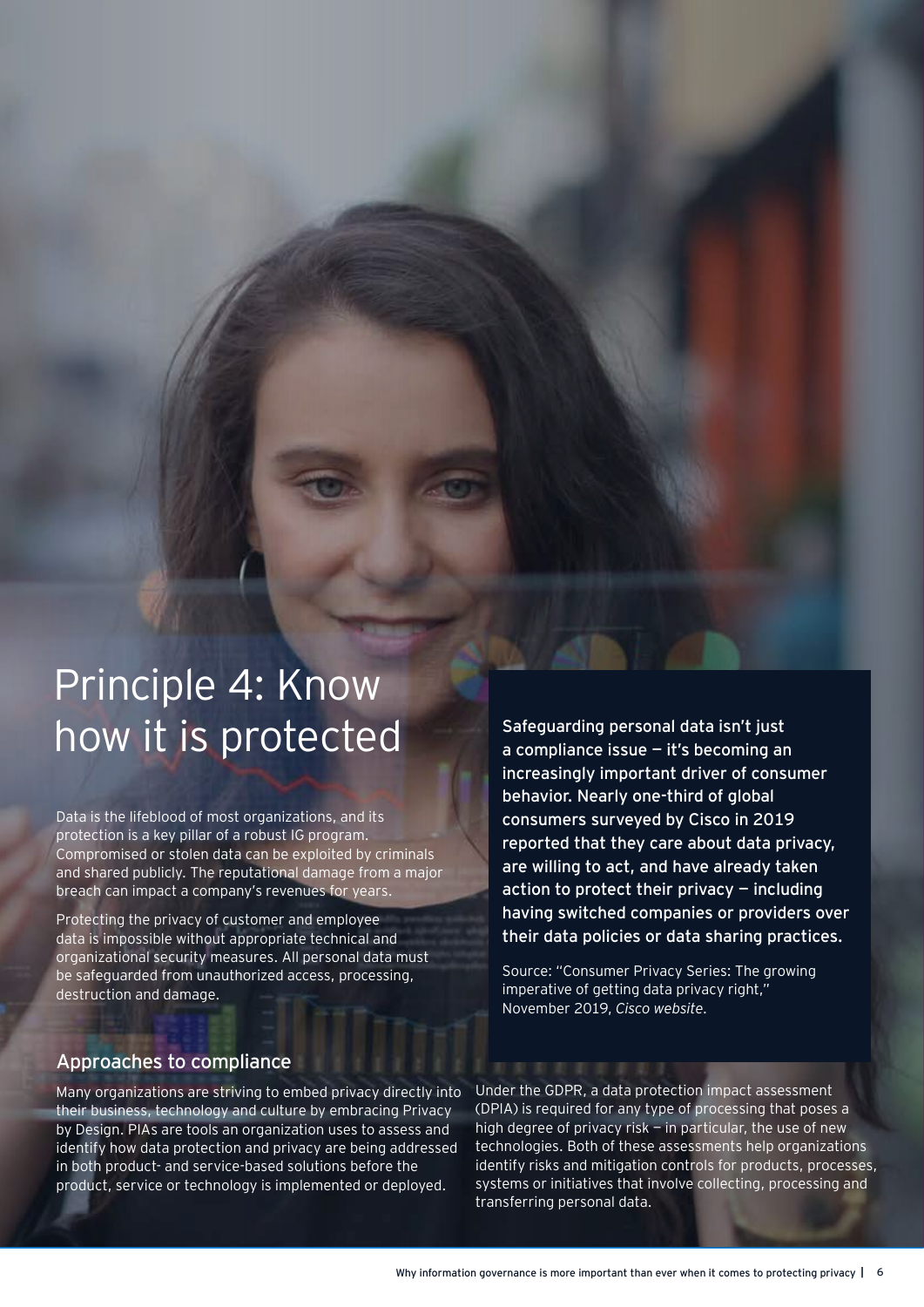# Principle 4: Know how it is protected

Data is the lifeblood of most organizations, and its protection is a key pillar of a robust IG program. Compromised or stolen data can be exploited by criminals and shared publicly. The reputational damage from a major breach can impact a company's revenues for years.

Protecting the privacy of customer and employee data is impossible without appropriate technical and organizational security measures. All personal data must be safeguarded from unauthorized access, processing, destruction and damage.

**Safeguarding personal data isn't just a compliance issue — it's becoming an increasingly important driver of consumer behavior. Nearly one-third of global consumers surveyed by Cisco in 2019 reported that they care about data privacy, are willing to act, and have already taken action to protect their privacy — including having switched companies or providers over their data policies or data sharing practices.**

Source: "Consumer Privacy Series: The growing imperative of getting data privacy right," November 2019, *Cisco website*.

## Approaches to compliance

Many organizations are striving to embed privacy directly into their business, technology and culture by embracing Privacy by Design. PIAs are tools an organization uses to assess and identify how data protection and privacy are being addressed in both product- and service-based solutions before the product, service or technology is implemented or deployed.

Under the GDPR, a data protection impact assessment (DPIA) is required for any type of processing that poses a high degree of privacy risk — in particular, the use of new technologies. Both of these assessments help organizations identify risks and mitigation controls for products, processes, systems or initiatives that involve collecting, processing and transferring personal data.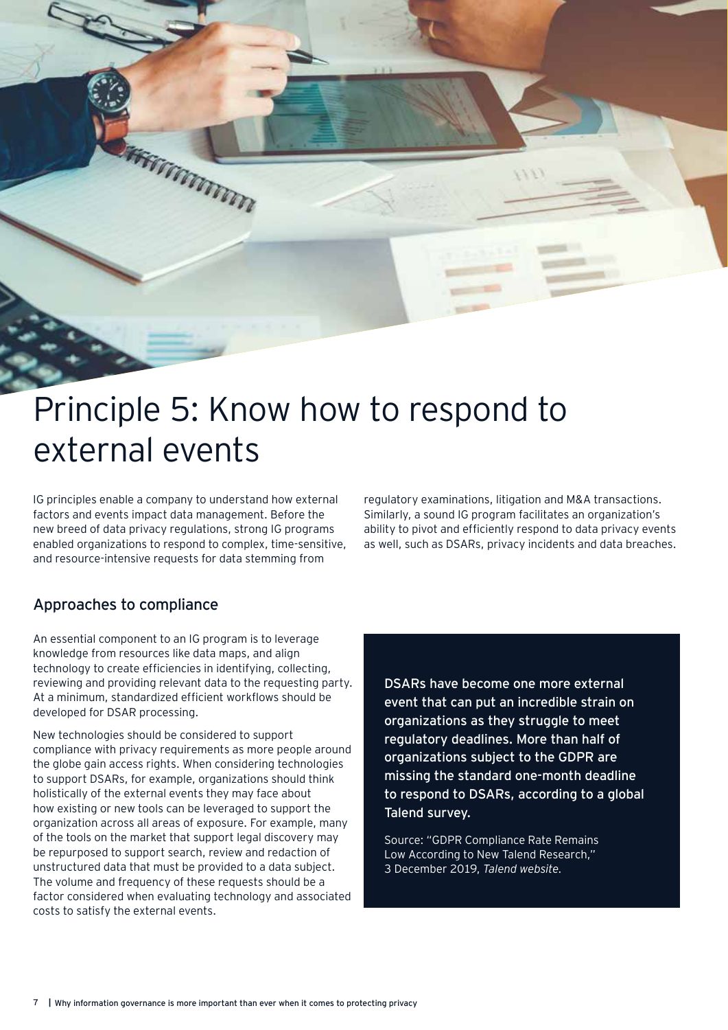# Principle 5: Know how to respond to external events

IG principles enable a company to understand how external factors and events impact data management. Before the new breed of data privacy regulations, strong IG programs enabled organizations to respond to complex, time-sensitive, and resource-intensive requests for data stemming from regulatory examinations, litigation and M&A transactions. Similarly, a sound IG program facilitates an organization's ability to pivot and efficiently respond to data privacy events as well, such as DSARs, privacy incidents and data breaches.

## Approaches to compliance

An essential component to an IG program is to leverage knowledge from resources like data maps, and align technology to create efficiencies in identifying, collecting, reviewing and providing relevant data to the requesting party. At a minimum, standardized efficient workflows should be developed for DSAR processing.

New technologies should be considered to support compliance with privacy requirements as more people around the globe gain access rights. When considering technologies to support DSARs, for example, organizations should think holistically of the external events they may face about how existing or new tools can be leveraged to support the organization across all areas of exposure. For example, many of the tools on the market that support legal discovery may be repurposed to support search, review and redaction of unstructured data that must be provided to a data subject. The volume and frequency of these requests should be a factor considered when evaluating technology and associated costs to satisfy the external events.

**DSARs have become one more external event that can put an incredible strain on organizations as they struggle to meet regulatory deadlines. More than half of organizations subject to the GDPR are missing the standard one-month deadline to respond to DSARs, according to a global Talend survey.**

Source: "GDPR Compliance Rate Remains Low According to New Talend Research," 3 December 2019, *Talend website*.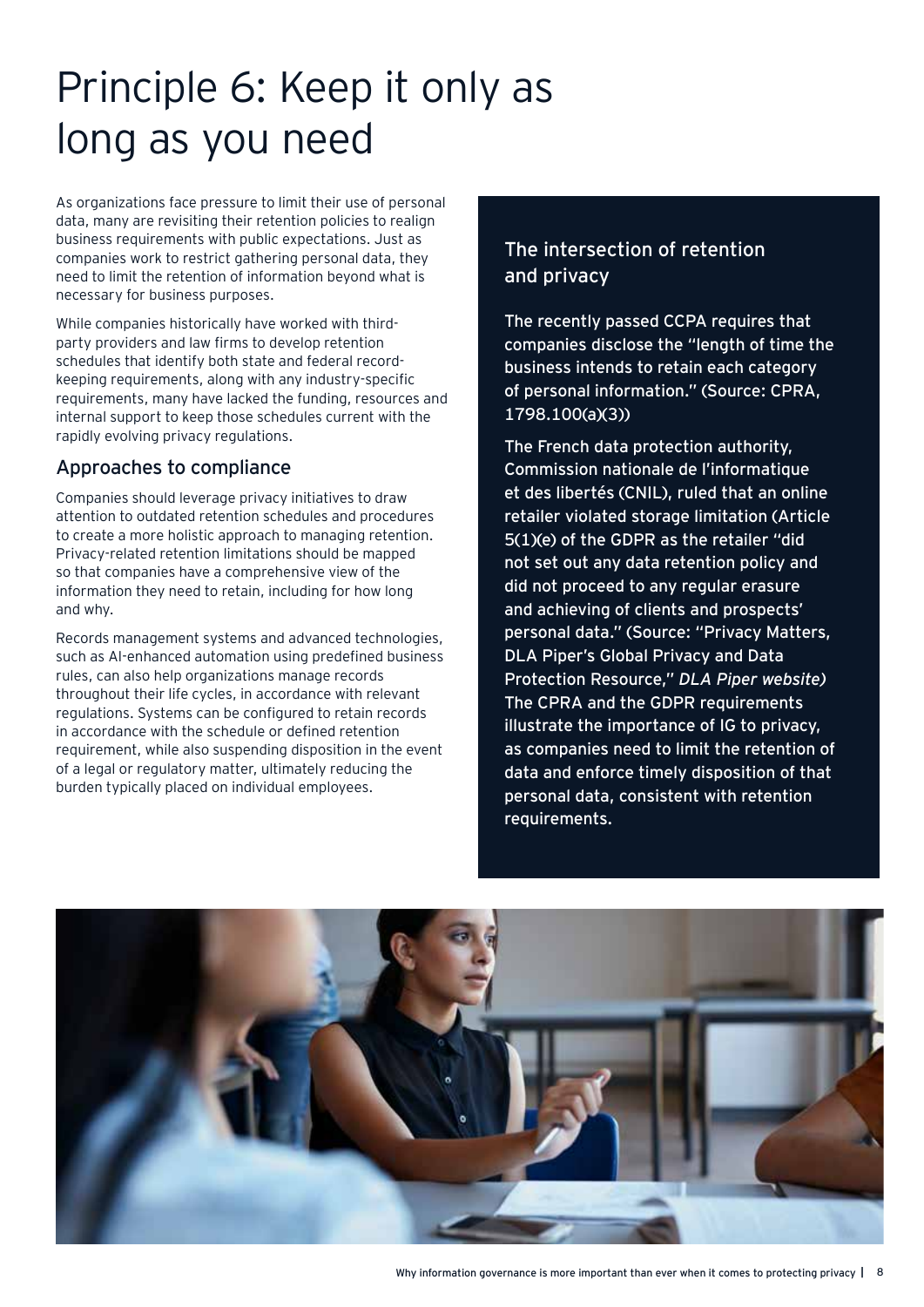# Principle 6: Keep it only as long as you need

As organizations face pressure to limit their use of personal data, many are revisiting their retention policies to realign business requirements with public expectations. Just as companies work to restrict gathering personal data, they need to limit the retention of information beyond what is necessary for business purposes.

While companies historically have worked with third-party providers and law firms to develop retention schedules that identify both state and federal record-keeping requirements, along with any industry-specific requirements, many have lacked the funding, resources and internal support to keep those schedules current with the rapidly evolving privacy regulations.

## Approaches to compliance

Companies should leverage privacy initiatives to draw attention to outdated retention schedules and procedures to create a more holistic approach to managing retention. Privacy-related retention limitations should be mapped so that companies have a comprehensive view of the information they need to retain, including for how long and why.

Records management systems and advanced technologies, such as AI-enhanced automation using predefined business rules, can also help organizations manage records throughout their life cycles, in accordance with relevant regulations. Systems can be configured to retain records in accordance with the schedule or defined retention requirement, while also suspending disposition in the event of a legal or regulatory matter, ultimately reducing the burden typically placed on individual employees.

## The intersection of retention and privacy

The recently passed CCPA requires that companies disclose the "length of time the business intends to retain each category of personal information." (Source: CPRA, 1798.100(a)(3))

The French data protection authority, Commission nationale de l'informatique et des libertés (CNIL), ruled that an online retailer violated storage limitation (Article 5(1)(e) of the GDPR as the retailer "did not set out any data retention policy and did not proceed to any regular erasure and achieving of clients and prospects' personal data." (Source: "Privacy Matters, DLA Piper's Global Privacy and Data Protection Resource," *DLA Piper website)* The CPRA and the GDPR requirements illustrate the importance of IG to privacy, as companies need to limit the retention of data and enforce timely disposition of that personal data, consistent with retention requirements.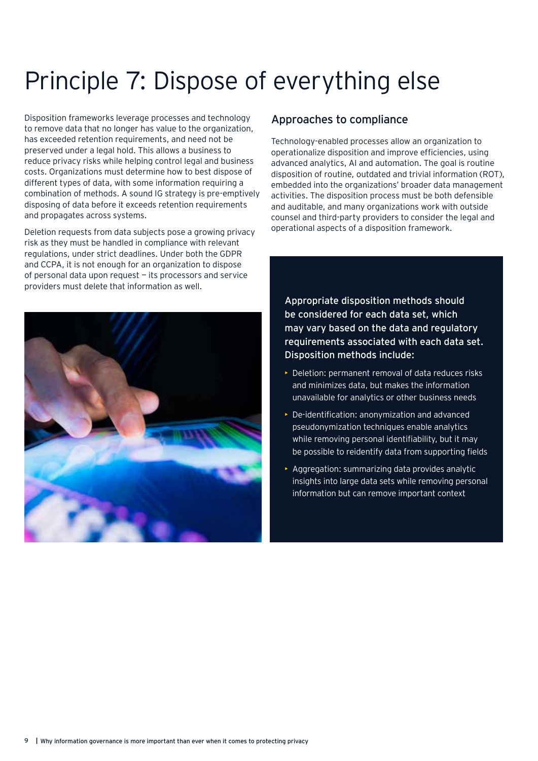# Principle 7: Dispose of everything else

Disposition frameworks leverage processes and technology to remove data that no longer has value to the organization, has exceeded retention requirements, and need not be preserved under a legal hold. This allows a business to reduce privacy risks while helping control legal and business costs. Organizations must determine how to best dispose of different types of data, with some information requiring a combination of methods. A sound IG strategy is pre-emptively disposing of data before it exceeds retention requirements and propagates across systems.

Deletion requests from data subjects pose a growing privacy risk as they must be handled in compliance with relevant regulations, under strict deadlines. Under both the GDPR and CCPA, it is not enough for an organization to dispose of personal data upon request — its processors and service providers must delete that information as well.

## Approaches to compliance

Technology-enabled processes allow an organization to operationalize disposition and improve efficiencies, using advanced analytics, AI and automation. The goal is routine disposition of routine, outdated and trivial information (ROT), embedded into the organizations' broader data management activities. The disposition process must be both defensible and auditable, and many organizations work with outside counsel and third-party providers to consider the legal and operational aspects of a disposition framework.

**Appropriate disposition methods should be considered for each data set, which may vary based on the data and regulatory requirements associated with each data set. Disposition methods include:**

- Deletion: permanent removal of data reduces risks and minimizes data, but makes the information unavailable for analytics or other business needs
- De-identification: anonymization and advanced pseudonymization techniques enable analytics while removing personal identifiability, but it may be possible to reidentify data from supporting fields
- Aggregation: summarizing data provides analytic insights into large data sets while removing personal information but can remove important context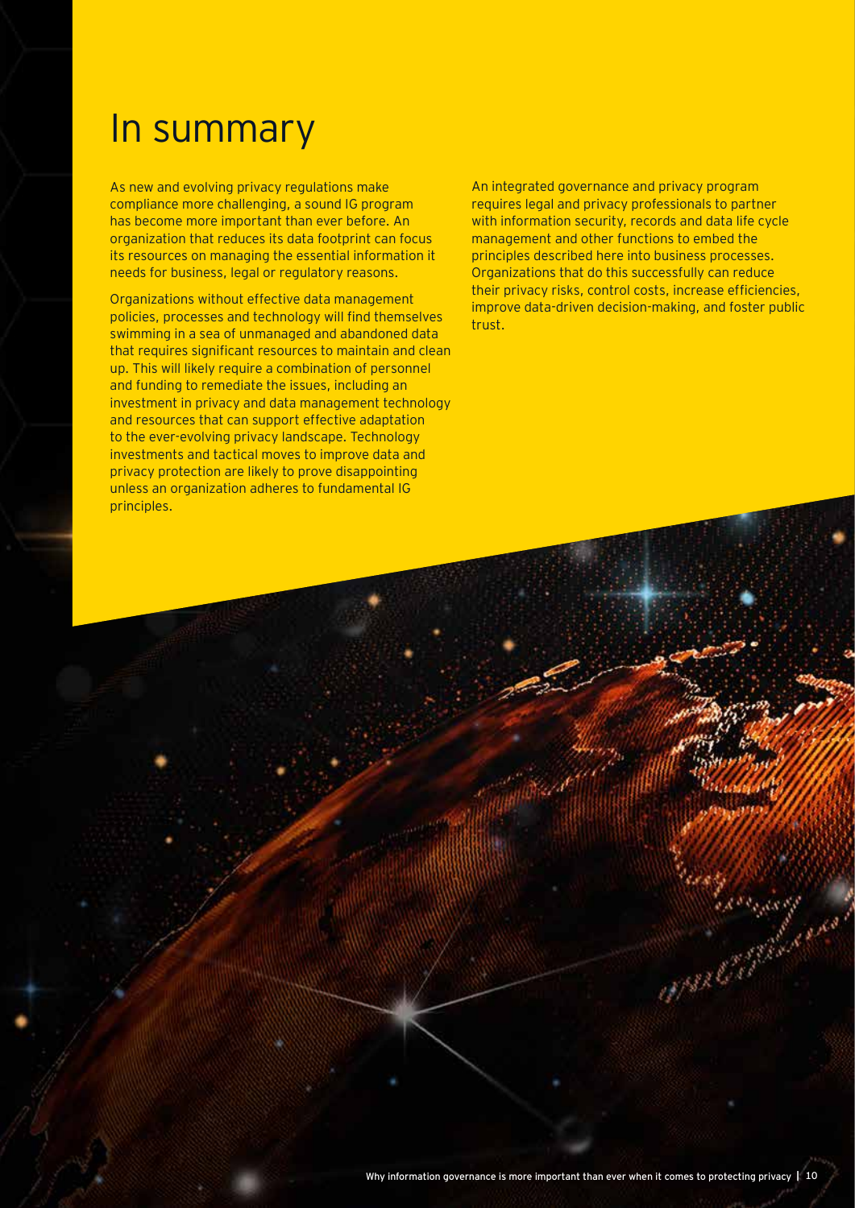# In summary

As new and evolving privacy regulations make compliance more challenging, a sound IG program has become more important than ever before. An organization that reduces its data footprint can focus its resources on managing the essential information it needs for business, legal or regulatory reasons.

Organizations without effective data management policies, processes and technology will find themselves swimming in a sea of unmanaged and abandoned data that requires significant resources to maintain and clean up. This will likely require a combination of personnel and funding to remediate the issues, including an investment in privacy and data management technology and resources that can support effective adaptation to the ever-evolving privacy landscape. Technology investments and tactical moves to improve data and privacy protection are likely to prove disappointing unless an organization adheres to fundamental IG principles.

An integrated governance and privacy program requires legal and privacy professionals to partner with information security, records and data life cycle management and other functions to embed the principles described here into business processes. Organizations that do this successfully can reduce their privacy risks, control costs, increase efficiencies, improve data-driven decision-making, and foster public trust.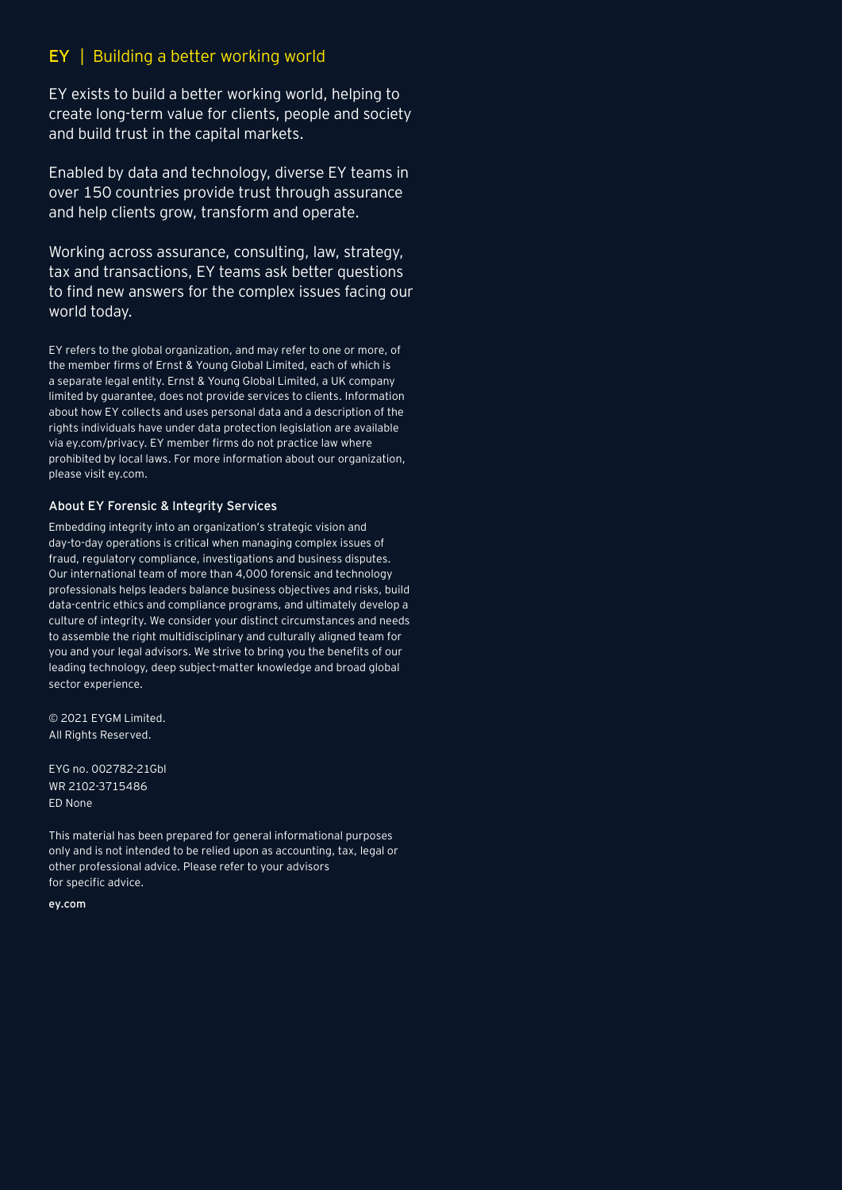## EY | Building a better working world

EY exists to build a better working world, helping to create long-term value for clients, people and society and build trust in the capital markets.

Enabled by data and technology, diverse EY teams in over 150 countries provide trust through assurance and help clients grow, transform and operate.

Working across assurance, consulting, law, strategy, tax and transactions, EY teams ask better questions to find new answers for the complex issues facing our world today.

EY refers to the global organization, and may refer to one or more, of the member firms of Ernst & Young Global Limited, each of which is a separate legal entity. Ernst & Young Global Limited, a UK company limited by guarantee, does not provide services to clients. Information about how EY collects and uses personal data and a description of the rights individuals have under data protection legislation are available via ey.com/privacy. EY member firms do not practice law where prohibited by local laws. For more information about our organization, please visit ey.com.

### About EY Forensic & Integrity Services

Embedding integrity into an organization's strategic vision and day-to-day operations is critical when managing complex issues of fraud, regulatory compliance, investigations and business disputes. Our international team of more than 4,000 forensic and technology professionals helps leaders balance business objectives and risks, build data-centric ethics and compliance programs, and ultimately develop a culture of integrity. We consider your distinct circumstances and needs to assemble the right multidisciplinary and culturally aligned team for you and your legal advisors. We strive to bring you the benefits of our leading technology, deep subject-matter knowledge and broad global sector experience.

© 2021 EYGM Limited.
All Rights Reserved.

EYG no. 002782-21Gbl
WR 2102-3715486
ED None

This material has been prepared for general informational purposes only and is not intended to be relied upon as accounting, tax, legal or other professional advice. Please refer to your advisors for specific advice.

ey.com